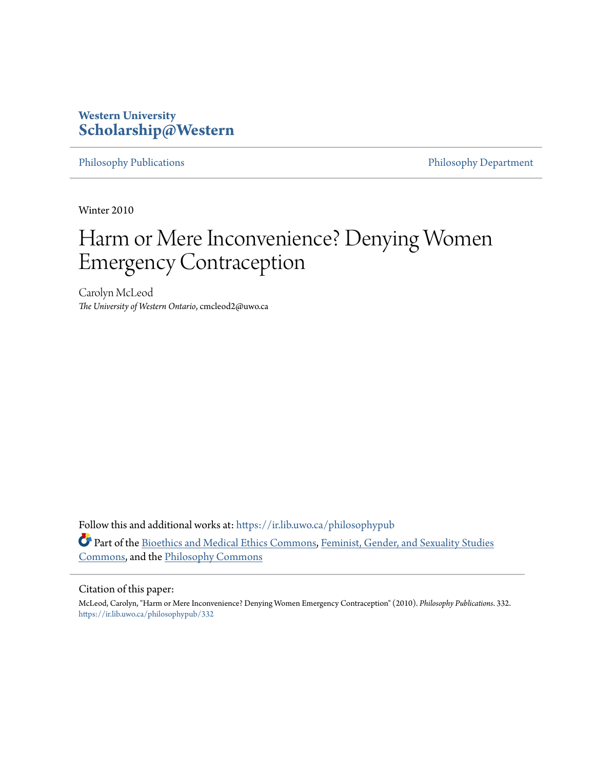Western University
**Scholarship@Western**

Philosophy Publications | Philosophy Department

Winter 2010

# Harm or Mere Inconvenience? Denying Women Emergency Contraception

Carolyn McLeod
*The University of Western Ontario*, cmcleod2@uwo.ca

Follow this and additional works at: https://ir.lib.uwo.ca/philosophypub

Part of the Bioethics and Medical Ethics Commons, Feminist, Gender, and Sexuality Studies Commons, and the Philosophy Commons

Citation of this paper:

McLeod, Carolyn, "Harm or Mere Inconvenience? Denying Women Emergency Contraception" (2010). *Philosophy Publications*. 332.
https://ir.lib.uwo.ca/philosophypub/332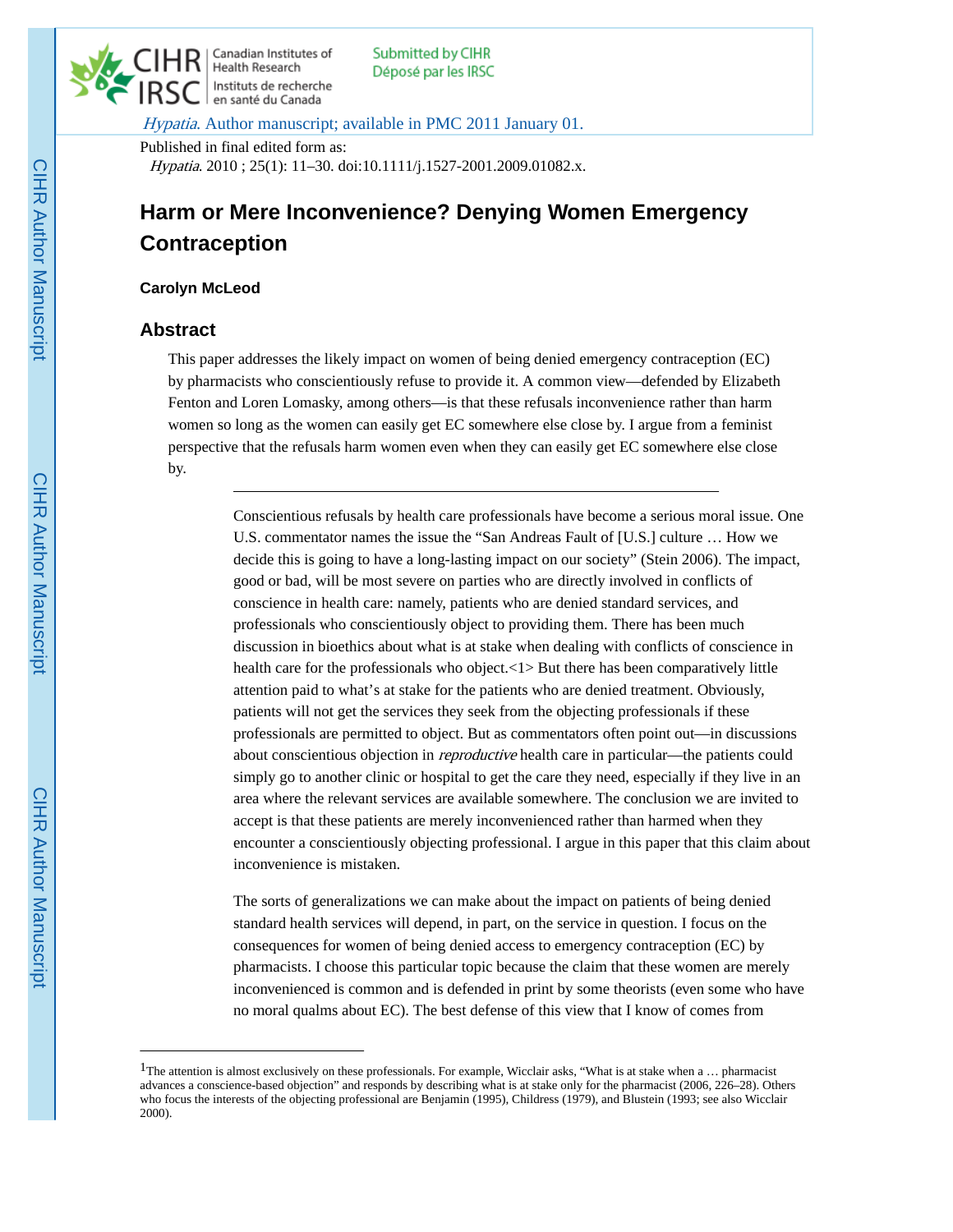Published in final edited form as:

*Hypatia*. 2010 ; 25(1): 11–30. doi:10.1111/j.1527-2001.2009.01082.x.

# Harm or Mere Inconvenience? Denying Women Emergency Contraception

**Carolyn McLeod**

## Abstract

This paper addresses the likely impact on women of being denied emergency contraception (EC) by pharmacists who conscientiously refuse to provide it. A common view—defended by Elizabeth Fenton and Loren Lomasky, among others—is that these refusals inconvenience rather than harm women so long as the women can easily get EC somewhere else close by. I argue from a feminist perspective that the refusals harm women even when they can easily get EC somewhere else close by.

---

Conscientious refusals by health care professionals have become a serious moral issue. One U.S. commentator names the issue the "San Andreas Fault of [U.S.] culture … How we decide this is going to have a long-lasting impact on our society" (Stein 2006). The impact, good or bad, will be most severe on parties who are directly involved in conflicts of conscience in health care: namely, patients who are denied standard services, and professionals who conscientiously object to providing them. There has been much discussion in bioethics about what is at stake when dealing with conflicts of conscience in health care for the professionals who object.[1] But there has been comparatively little attention paid to what's at stake for the patients who are denied treatment. Obviously, patients will not get the services they seek from the objecting professionals if these professionals are permitted to object. But as commentators often point out—in discussions about conscientious objection in *reproductive* health care in particular—the patients could simply go to another clinic or hospital to get the care they need, especially if they live in an area where the relevant services are available somewhere. The conclusion we are invited to accept is that these patients are merely inconvenienced rather than harmed when they encounter a conscientiously objecting professional. I argue in this paper that this claim about inconvenience is mistaken.

The sorts of generalizations we can make about the impact on patients of being denied standard health services will depend, in part, on the service in question. I focus on the consequences for women of being denied access to emergency contraception (EC) by pharmacists. I choose this particular topic because the claim that these women are merely inconvenienced is common and is defended in print by some theorists (even some who have no moral qualms about EC). The best defense of this view that I know of comes from

---

[1] The attention is almost exclusively on these professionals. For example, Wicclair asks, "What is at stake when a … pharmacist advances a conscience-based objection" and responds by describing what is at stake only for the pharmacist (2006, 226–28). Others who focus the interests of the objecting professional are Benjamin (1995), Childress (1979), and Blustein (1993; see also Wicclair 2000).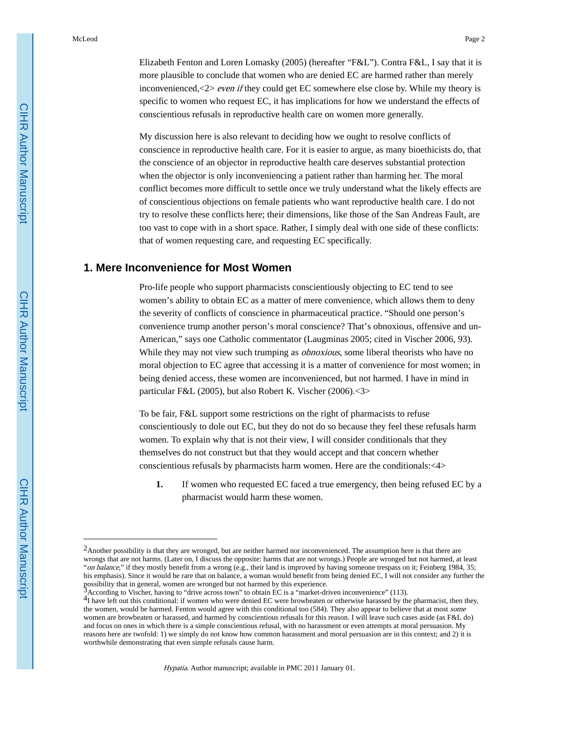Elizabeth Fenton and Loren Lomasky (2005) (hereafter "F&L"). Contra F&L, I say that it is more plausible to conclude that women who are denied EC are harmed rather than merely inconvenienced,[2] *even if* they could get EC somewhere else close by. While my theory is specific to women who request EC, it has implications for how we understand the effects of conscientious refusals in reproductive health care on women more generally.

My discussion here is also relevant to deciding how we ought to resolve conflicts of conscience in reproductive health care. For it is easier to argue, as many bioethicists do, that the conscience of an objector in reproductive health care deserves substantial protection when the objector is only inconveniencing a patient rather than harming her. The moral conflict becomes more difficult to settle once we truly understand what the likely effects are of conscientious objections on female patients who want reproductive health care. I do not try to resolve these conflicts here; their dimensions, like those of the San Andreas Fault, are too vast to cope with in a short space. Rather, I simply deal with one side of these conflicts: that of women requesting care, and requesting EC specifically.

## 1. Mere Inconvenience for Most Women

Pro-life people who support pharmacists conscientiously objecting to EC tend to see women's ability to obtain EC as a matter of mere convenience, which allows them to deny the severity of conflicts of conscience in pharmaceutical practice. "Should one person's convenience trump another person's moral conscience? That's obnoxious, offensive and un-American," says one Catholic commentator (Laugminas 2005; cited in Vischer 2006, 93). While they may not view such trumping as *obnoxious*, some liberal theorists who have no moral objection to EC agree that accessing it is a matter of convenience for most women; in being denied access, these women are inconvenienced, but not harmed. I have in mind in particular F&L (2005), but also Robert K. Vischer (2006).[3]

To be fair, F&L support some restrictions on the right of pharmacists to refuse conscientiously to dole out EC, but they do not do so because they feel these refusals harm women. To explain why that is not their view, I will consider conditionals that they themselves do not construct but that they would accept and that concern whether conscientious refusals by pharmacists harm women. Here are the conditionals:[4]

1. If women who requested EC faced a true emergency, then being refused EC by a pharmacist would harm these women.

---

[2] Another possibility is that they are wronged, but are neither harmed nor inconvenienced. The assumption here is that there are wrongs that are not harms. (Later on, I discuss the opposite: harms that are not wrongs.) People are wronged but not harmed, at least "*on balance*," if they mostly benefit from a wrong (e.g., their land is improved by having someone trespass on it; Feinberg 1984, 35; his emphasis). Since it would be rare that on balance, a woman would benefit from being denied EC, I will not consider any further the possibility that in general, women are wronged but not harmed by this experience.

[3] According to Vischer, having to "drive across town" to obtain EC is a "market-driven inconvenience" (113).

[4] I have left out this conditional: if women who were denied EC were browbeaten or otherwise harassed by the pharmacist, then they, the women, would be harmed. Fenton would agree with this conditional too (584). They also appear to believe that at most *some* women are browbeaten or harassed, and harmed by conscientious refusals for this reason. I will leave such cases aside (as F&L do) and focus on ones in which there is a simple conscientious refusal, with no harassment or even attempts at moral persuasion. My reasons here are twofold: 1) we simply do not know how common harassment and moral persuasion are in this context; and 2) it is worthwhile demonstrating that even simple refusals cause harm.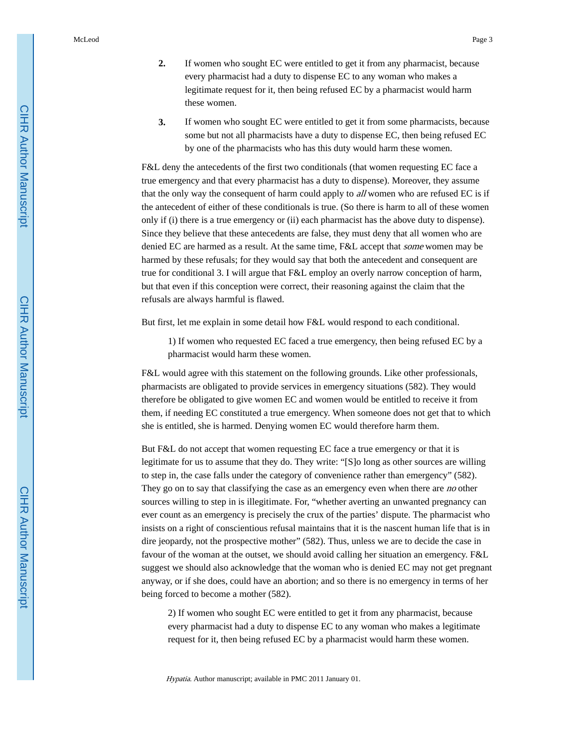2. If women who sought EC were entitled to get it from any pharmacist, because every pharmacist had a duty to dispense EC to any woman who makes a legitimate request for it, then being refused EC by a pharmacist would harm these women.

3. If women who sought EC were entitled to get it from some pharmacists, because some but not all pharmacists have a duty to dispense EC, then being refused EC by one of the pharmacists who has this duty would harm these women.

F&L deny the antecedents of the first two conditionals (that women requesting EC face a true emergency and that every pharmacist has a duty to dispense). Moreover, they assume that the only way the consequent of harm could apply to *all* women who are refused EC is if the antecedent of either of these conditionals is true. (So there is harm to all of these women only if (i) there is a true emergency or (ii) each pharmacist has the above duty to dispense). Since they believe that these antecedents are false, they must deny that all women who are denied EC are harmed as a result. At the same time, F&L accept that *some* women may be harmed by these refusals; for they would say that both the antecedent and consequent are true for conditional 3. I will argue that F&L employ an overly narrow conception of harm, but that even if this conception were correct, their reasoning against the claim that the refusals are always harmful is flawed.

But first, let me explain in some detail how F&L would respond to each conditional.

> 1) If women who requested EC faced a true emergency, then being refused EC by a pharmacist would harm these women.

F&L would agree with this statement on the following grounds. Like other professionals, pharmacists are obligated to provide services in emergency situations (582). They would therefore be obligated to give women EC and women would be entitled to receive it from them, if needing EC constituted a true emergency. When someone does not get that to which she is entitled, she is harmed. Denying women EC would therefore harm them.

But F&L do not accept that women requesting EC face a true emergency or that it is legitimate for us to assume that they do. They write: "[S]o long as other sources are willing to step in, the case falls under the category of convenience rather than emergency" (582). They go on to say that classifying the case as an emergency even when there are *no* other sources willing to step in is illegitimate. For, "whether averting an unwanted pregnancy can ever count as an emergency is precisely the crux of the parties' dispute. The pharmacist who insists on a right of conscientious refusal maintains that it is the nascent human life that is in dire jeopardy, not the prospective mother" (582). Thus, unless we are to decide the case in favour of the woman at the outset, we should avoid calling her situation an emergency. F&L suggest we should also acknowledge that the woman who is denied EC may not get pregnant anyway, or if she does, could have an abortion; and so there is no emergency in terms of her being forced to become a mother (582).

> 2) If women who sought EC were entitled to get it from any pharmacist, because every pharmacist had a duty to dispense EC to any woman who makes a legitimate request for it, then being refused EC by a pharmacist would harm these women.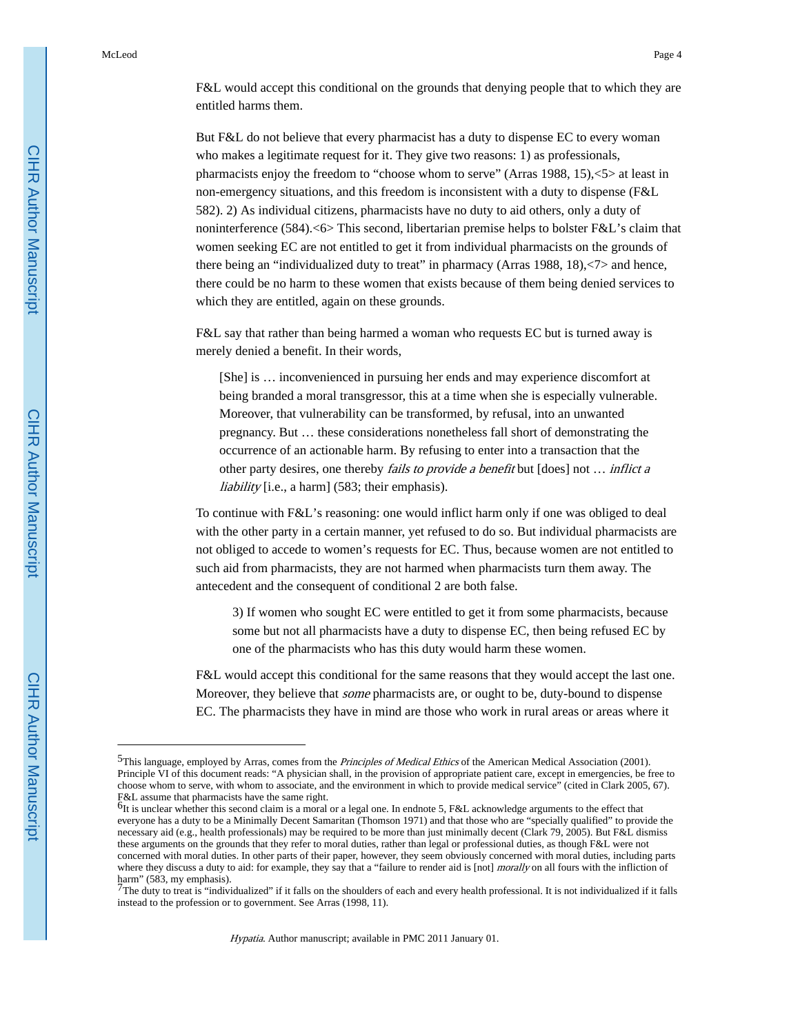F&L would accept this conditional on the grounds that denying people that to which they are entitled harms them.

But F&L do not believe that every pharmacist has a duty to dispense EC to every woman who makes a legitimate request for it. They give two reasons: 1) as professionals, pharmacists enjoy the freedom to "choose whom to serve" (Arras 1988, 15),<5> at least in non-emergency situations, and this freedom is inconsistent with a duty to dispense (F&L 582). 2) As individual citizens, pharmacists have no duty to aid others, only a duty of noninterference (584).<6> This second, libertarian premise helps to bolster F&L's claim that women seeking EC are not entitled to get it from individual pharmacists on the grounds of there being an "individualized duty to treat" in pharmacy (Arras 1988, 18),<7> and hence, there could be no harm to these women that exists because of them being denied services to which they are entitled, again on these grounds.

F&L say that rather than being harmed a woman who requests EC but is turned away is merely denied a benefit. In their words,

> [She] is … inconvenienced in pursuing her ends and may experience discomfort at being branded a moral transgressor, this at a time when she is especially vulnerable. Moreover, that vulnerability can be transformed, by refusal, into an unwanted pregnancy. But … these considerations nonetheless fall short of demonstrating the occurrence of an actionable harm. By refusing to enter into a transaction that the other party desires, one thereby *fails to provide a benefit* but [does] not … *inflict a liability* [i.e., a harm] (583; their emphasis).

To continue with F&L's reasoning: one would inflict harm only if one was obliged to deal with the other party in a certain manner, yet refused to do so. But individual pharmacists are not obliged to accede to women's requests for EC. Thus, because women are not entitled to such aid from pharmacists, they are not harmed when pharmacists turn them away. The antecedent and the consequent of conditional 2 are both false.

> 3) If women who sought EC were entitled to get it from some pharmacists, because some but not all pharmacists have a duty to dispense EC, then being refused EC by one of the pharmacists who has this duty would harm these women.

F&L would accept this conditional for the same reasons that they would accept the last one. Moreover, they believe that *some* pharmacists are, or ought to be, duty-bound to dispense EC. The pharmacists they have in mind are those who work in rural areas or areas where it

---

[5] This language, employed by Arras, comes from the *Principles of Medical Ethics* of the American Medical Association (2001). Principle VI of this document reads: "A physician shall, in the provision of appropriate patient care, except in emergencies, be free to choose whom to serve, with whom to associate, and the environment in which to provide medical service" (cited in Clark 2005, 67). F&L assume that pharmacists have the same right.

[6] It is unclear whether this second claim is a moral or a legal one. In endnote 5, F&L acknowledge arguments to the effect that everyone has a duty to be a Minimally Decent Samaritan (Thomson 1971) and that those who are "specially qualified" to provide the necessary aid (e.g., health professionals) may be required to be more than just minimally decent (Clark 79, 2005). But F&L dismiss these arguments on the grounds that they refer to moral duties, rather than legal or professional duties, as though F&L were not concerned with moral duties. In other parts of their paper, however, they seem obviously concerned with moral duties, including parts where they discuss a duty to aid: for example, they say that a "failure to render aid is [not] *morally* on all fours with the infliction of harm" (583, my emphasis).

[7] The duty to treat is "individualized" if it falls on the shoulders of each and every health professional. It is not individualized if it falls instead to the profession or to government. See Arras (1998, 11).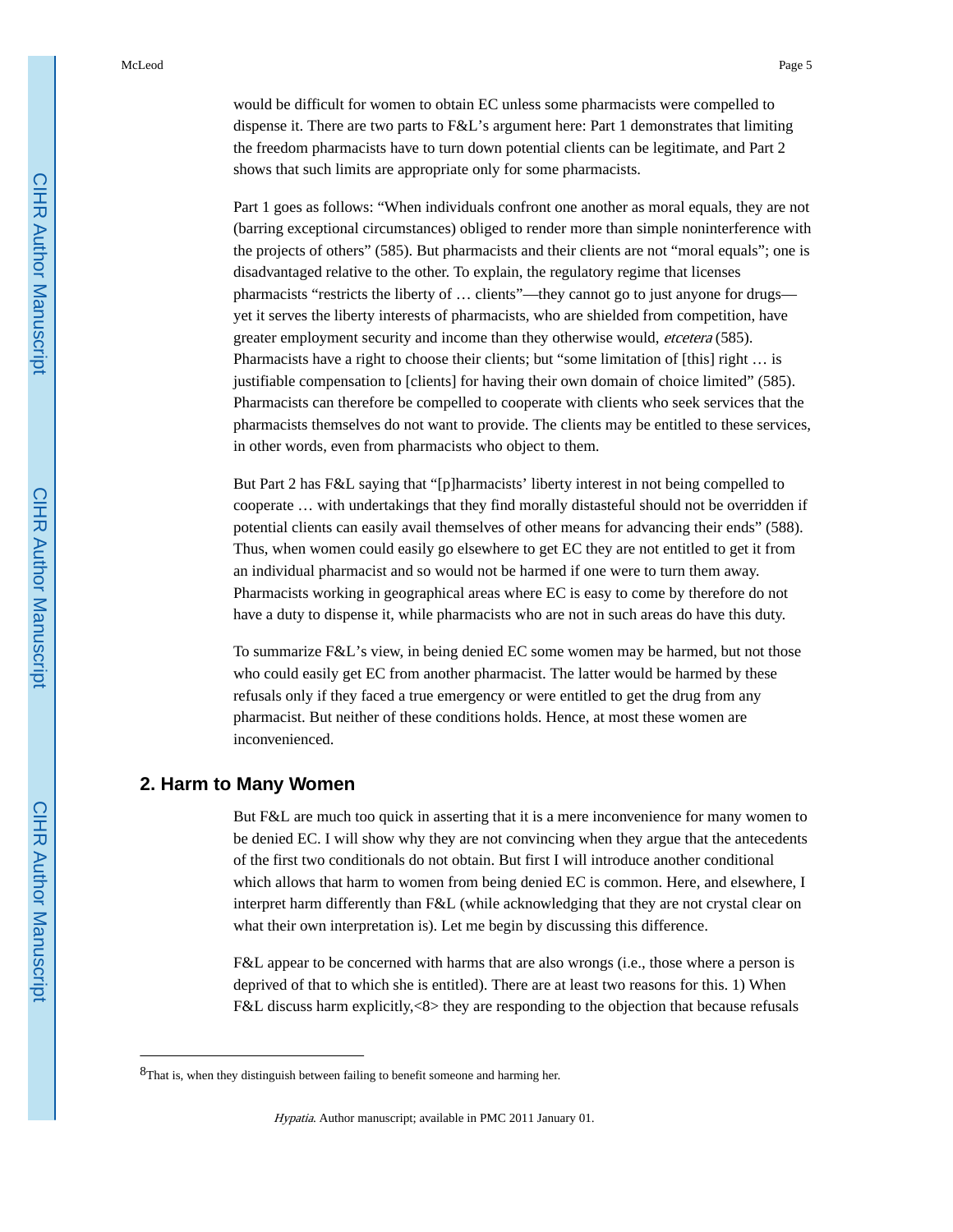would be difficult for women to obtain EC unless some pharmacists were compelled to dispense it. There are two parts to F&L's argument here: Part 1 demonstrates that limiting the freedom pharmacists have to turn down potential clients can be legitimate, and Part 2 shows that such limits are appropriate only for some pharmacists.

Part 1 goes as follows: "When individuals confront one another as moral equals, they are not (barring exceptional circumstances) obliged to render more than simple noninterference with the projects of others" (585). But pharmacists and their clients are not "moral equals"; one is disadvantaged relative to the other. To explain, the regulatory regime that licenses pharmacists "restricts the liberty of … clients"—they cannot go to just anyone for drugs—yet it serves the liberty interests of pharmacists, who are shielded from competition, have greater employment security and income than they otherwise would, *etcetera* (585). Pharmacists have a right to choose their clients; but "some limitation of [this] right … is justifiable compensation to [clients] for having their own domain of choice limited" (585). Pharmacists can therefore be compelled to cooperate with clients who seek services that the pharmacists themselves do not want to provide. The clients may be entitled to these services, in other words, even from pharmacists who object to them.

But Part 2 has F&L saying that "[p]harmacists' liberty interest in not being compelled to cooperate … with undertakings that they find morally distasteful should not be overridden if potential clients can easily avail themselves of other means for advancing their ends" (588). Thus, when women could easily go elsewhere to get EC they are not entitled to get it from an individual pharmacist and so would not be harmed if one were to turn them away. Pharmacists working in geographical areas where EC is easy to come by therefore do not have a duty to dispense it, while pharmacists who are not in such areas do have this duty.

To summarize F&L's view, in being denied EC some women may be harmed, but not those who could easily get EC from another pharmacist. The latter would be harmed by these refusals only if they faced a true emergency or were entitled to get the drug from any pharmacist. But neither of these conditions holds. Hence, at most these women are inconvenienced.

## 2. Harm to Many Women

But F&L are much too quick in asserting that it is a mere inconvenience for many women to be denied EC. I will show why they are not convincing when they argue that the antecedents of the first two conditionals do not obtain. But first I will introduce another conditional which allows that harm to women from being denied EC is common. Here, and elsewhere, I interpret harm differently than F&L (while acknowledging that they are not crystal clear on what their own interpretation is). Let me begin by discussing this difference.

F&L appear to be concerned with harms that are also wrongs (i.e., those where a person is deprived of that to which she is entitled). There are at least two reasons for this. 1) When F&L discuss harm explicitly,<8> they are responding to the objection that because refusals

[8]That is, when they distinguish between failing to benefit someone and harming her.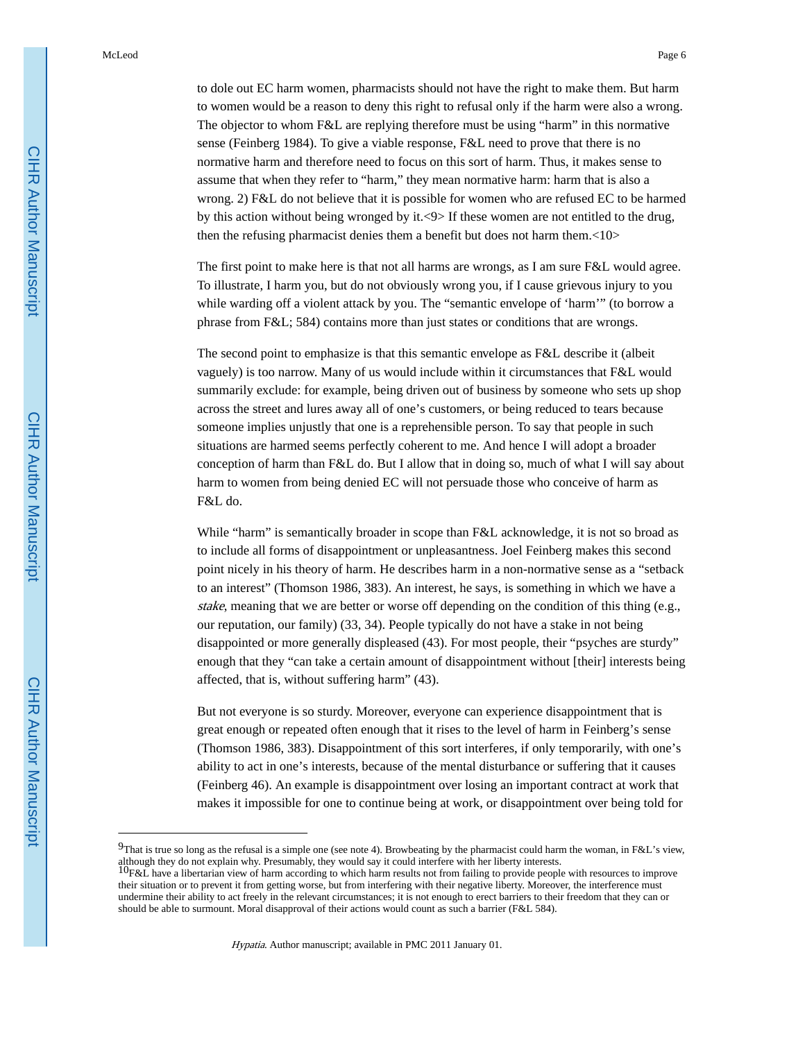to dole out EC harm women, pharmacists should not have the right to make them. But harm to women would be a reason to deny this right to refusal only if the harm were also a wrong. The objector to whom F&L are replying therefore must be using "harm" in this normative sense (Feinberg 1984). To give a viable response, F&L need to prove that there is no normative harm and therefore need to focus on this sort of harm. Thus, it makes sense to assume that when they refer to "harm," they mean normative harm: harm that is also a wrong. 2) F&L do not believe that it is possible for women who are refused EC to be harmed by this action without being wronged by it.<9> If these women are not entitled to the drug, then the refusing pharmacist denies them a benefit but does not harm them.<10>

The first point to make here is that not all harms are wrongs, as I am sure F&L would agree. To illustrate, I harm you, but do not obviously wrong you, if I cause grievous injury to you while warding off a violent attack by you. The "semantic envelope of 'harm'" (to borrow a phrase from F&L; 584) contains more than just states or conditions that are wrongs.

The second point to emphasize is that this semantic envelope as F&L describe it (albeit vaguely) is too narrow. Many of us would include within it circumstances that F&L would summarily exclude: for example, being driven out of business by someone who sets up shop across the street and lures away all of one's customers, or being reduced to tears because someone implies unjustly that one is a reprehensible person. To say that people in such situations are harmed seems perfectly coherent to me. And hence I will adopt a broader conception of harm than F&L do. But I allow that in doing so, much of what I will say about harm to women from being denied EC will not persuade those who conceive of harm as F&L do.

While "harm" is semantically broader in scope than F&L acknowledge, it is not so broad as to include all forms of disappointment or unpleasantness. Joel Feinberg makes this second point nicely in his theory of harm. He describes harm in a non-normative sense as a "setback to an interest" (Thomson 1986, 383). An interest, he says, is something in which we have a *stake*, meaning that we are better or worse off depending on the condition of this thing (e.g., our reputation, our family) (33, 34). People typically do not have a stake in not being disappointed or more generally displeased (43). For most people, their "psyches are sturdy" enough that they "can take a certain amount of disappointment without [their] interests being affected, that is, without suffering harm" (43).

But not everyone is so sturdy. Moreover, everyone can experience disappointment that is great enough or repeated often enough that it rises to the level of harm in Feinberg's sense (Thomson 1986, 383). Disappointment of this sort interferes, if only temporarily, with one's ability to act in one's interests, because of the mental disturbance or suffering that it causes (Feinberg 46). An example is disappointment over losing an important contract at work that makes it impossible for one to continue being at work, or disappointment over being told for

---

[9] That is true so long as the refusal is a simple one (see note 4). Browbeating by the pharmacist could harm the woman, in F&L's view, although they do not explain why. Presumably, they would say it could interfere with her liberty interests.

[10] F&L have a libertarian view of harm according to which harm results not from failing to provide people with resources to improve their situation or to prevent it from getting worse, but from interfering with their negative liberty. Moreover, the interference must undermine their ability to act freely in the relevant circumstances; it is not enough to erect barriers to their freedom that they can or should be able to surmount. Moral disapproval of their actions would count as such a barrier (F&L 584).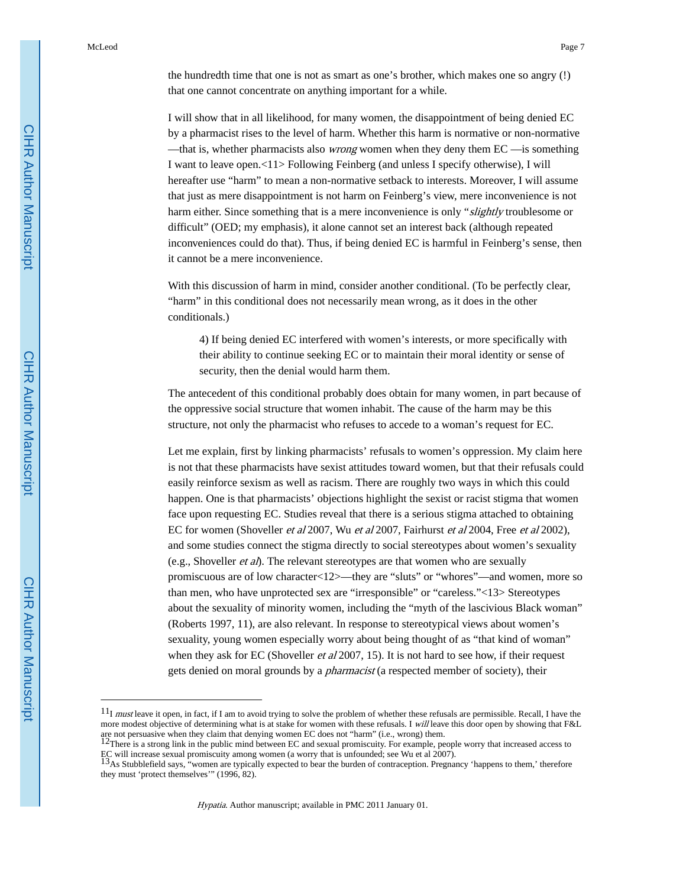the hundredth time that one is not as smart as one's brother, which makes one so angry (!) that one cannot concentrate on anything important for a while.

I will show that in all likelihood, for many women, the disappointment of being denied EC by a pharmacist rises to the level of harm. Whether this harm is normative or non-normative —that is, whether pharmacists also *wrong* women when they deny them EC —is something I want to leave open.[11] Following Feinberg (and unless I specify otherwise), I will hereafter use "harm" to mean a non-normative setback to interests. Moreover, I will assume that just as mere disappointment is not harm on Feinberg's view, mere inconvenience is not harm either. Since something that is a mere inconvenience is only "*slightly* troublesome or difficult" (OED; my emphasis), it alone cannot set an interest back (although repeated inconveniences could do that). Thus, if being denied EC is harmful in Feinberg's sense, then it cannot be a mere inconvenience.

With this discussion of harm in mind, consider another conditional. (To be perfectly clear, "harm" in this conditional does not necessarily mean wrong, as it does in the other conditionals.)

> 4) If being denied EC interfered with women's interests, or more specifically with their ability to continue seeking EC or to maintain their moral identity or sense of security, then the denial would harm them.

The antecedent of this conditional probably does obtain for many women, in part because of the oppressive social structure that women inhabit. The cause of the harm may be this structure, not only the pharmacist who refuses to accede to a woman's request for EC.

Let me explain, first by linking pharmacists' refusals to women's oppression. My claim here is not that these pharmacists have sexist attitudes toward women, but that their refusals could easily reinforce sexism as well as racism. There are roughly two ways in which this could happen. One is that pharmacists' objections highlight the sexist or racist stigma that women face upon requesting EC. Studies reveal that there is a serious stigma attached to obtaining EC for women (Shoveller *et al* 2007, Wu *et al* 2007, Fairhurst *et al* 2004, Free *et al* 2002), and some studies connect the stigma directly to social stereotypes about women's sexuality (e.g., Shoveller *et al*). The relevant stereotypes are that women who are sexually promiscuous are of low character[12]—they are "sluts" or "whores"—and women, more so than men, who have unprotected sex are "irresponsible" or "careless."[13] Stereotypes about the sexuality of minority women, including the "myth of the lascivious Black woman" (Roberts 1997, 11), are also relevant. In response to stereotypical views about women's sexuality, young women especially worry about being thought of as "that kind of woman" when they ask for EC (Shoveller *et al* 2007, 15). It is not hard to see how, if their request gets denied on moral grounds by a *pharmacist* (a respected member of society), their

---

[11] I *must* leave it open, in fact, if I am to avoid trying to solve the problem of whether these refusals are permissible. Recall, I have the more modest objective of determining what is at stake for women with these refusals. I *will* leave this door open by showing that F&L are not persuasive when they claim that denying women EC does not "harm" (i.e., wrong) them.

[12] There is a strong link in the public mind between EC and sexual promiscuity. For example, people worry that increased access to EC will increase sexual promiscuity among women (a worry that is unfounded; see Wu et al 2007).

[13] As Stubblefield says, "women are typically expected to bear the burden of contraception. Pregnancy 'happens to them,' therefore they must 'protect themselves'" (1996, 82).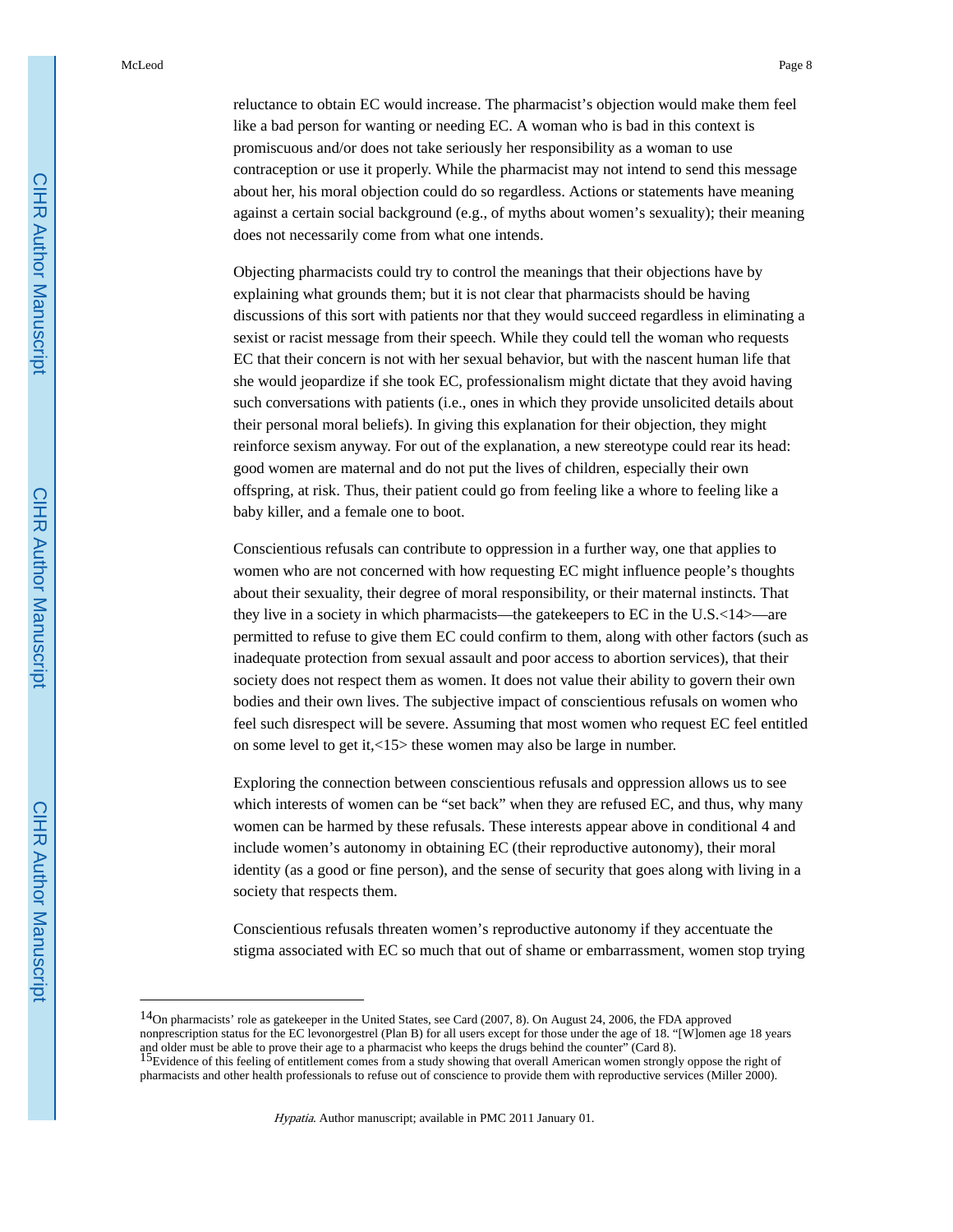reluctance to obtain EC would increase. The pharmacist's objection would make them feel like a bad person for wanting or needing EC. A woman who is bad in this context is promiscuous and/or does not take seriously her responsibility as a woman to use contraception or use it properly. While the pharmacist may not intend to send this message about her, his moral objection could do so regardless. Actions or statements have meaning against a certain social background (e.g., of myths about women's sexuality); their meaning does not necessarily come from what one intends.

Objecting pharmacists could try to control the meanings that their objections have by explaining what grounds them; but it is not clear that pharmacists should be having discussions of this sort with patients nor that they would succeed regardless in eliminating a sexist or racist message from their speech. While they could tell the woman who requests EC that their concern is not with her sexual behavior, but with the nascent human life that she would jeopardize if she took EC, professionalism might dictate that they avoid having such conversations with patients (i.e., ones in which they provide unsolicited details about their personal moral beliefs). In giving this explanation for their objection, they might reinforce sexism anyway. For out of the explanation, a new stereotype could rear its head: good women are maternal and do not put the lives of children, especially their own offspring, at risk. Thus, their patient could go from feeling like a whore to feeling like a baby killer, and a female one to boot.

Conscientious refusals can contribute to oppression in a further way, one that applies to women who are not concerned with how requesting EC might influence people's thoughts about their sexuality, their degree of moral responsibility, or their maternal instincts. That they live in a society in which pharmacists—the gatekeepers to EC in the U.S.<14>—are permitted to refuse to give them EC could confirm to them, along with other factors (such as inadequate protection from sexual assault and poor access to abortion services), that their society does not respect them as women. It does not value their ability to govern their own bodies and their own lives. The subjective impact of conscientious refusals on women who feel such disrespect will be severe. Assuming that most women who request EC feel entitled on some level to get it,<15> these women may also be large in number.

Exploring the connection between conscientious refusals and oppression allows us to see which interests of women can be "set back" when they are refused EC, and thus, why many women can be harmed by these refusals. These interests appear above in conditional 4 and include women's autonomy in obtaining EC (their reproductive autonomy), their moral identity (as a good or fine person), and the sense of security that goes along with living in a society that respects them.

Conscientious refusals threaten women's reproductive autonomy if they accentuate the stigma associated with EC so much that out of shame or embarrassment, women stop trying

---

[14] On pharmacists' role as gatekeeper in the United States, see Card (2007, 8). On August 24, 2006, the FDA approved nonprescription status for the EC levonorgestrel (Plan B) for all users except for those under the age of 18. "[W]omen age 18 years and older must be able to prove their age to a pharmacist who keeps the drugs behind the counter" (Card 8).

[15] Evidence of this feeling of entitlement comes from a study showing that overall American women strongly oppose the right of pharmacists and other health professionals to refuse out of conscience to provide them with reproductive services (Miller 2000).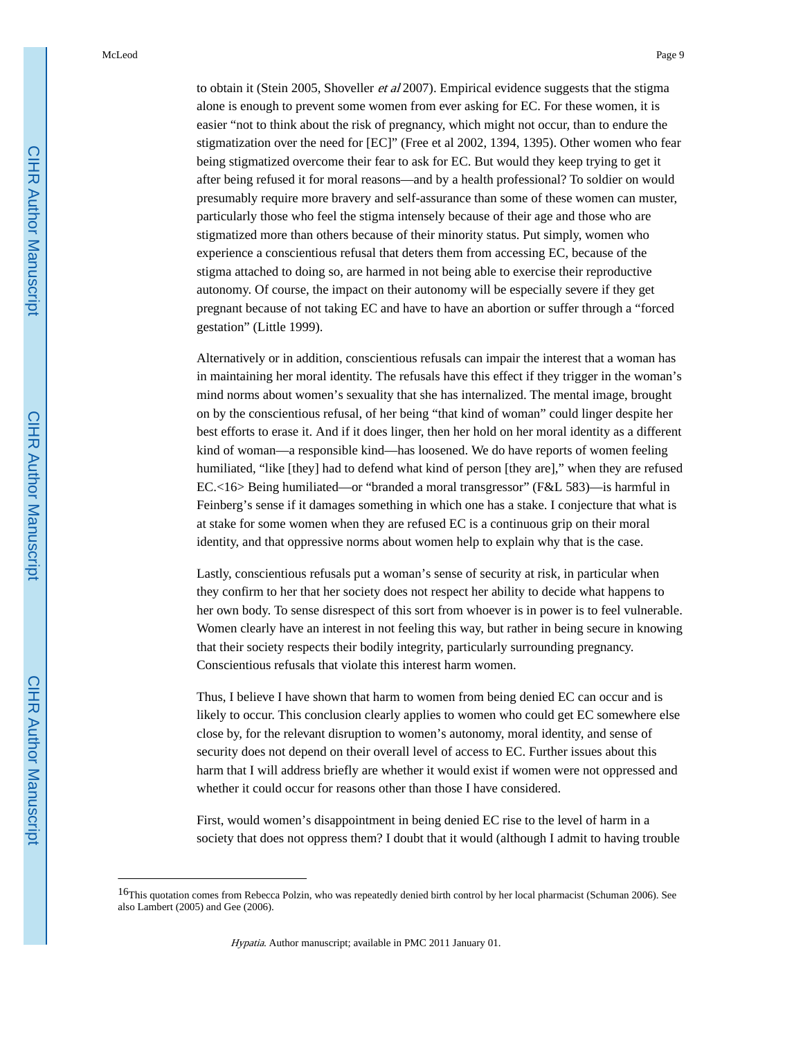to obtain it (Stein 2005, Shoveller *et al* 2007). Empirical evidence suggests that the stigma alone is enough to prevent some women from ever asking for EC. For these women, it is easier "not to think about the risk of pregnancy, which might not occur, than to endure the stigmatization over the need for [EC]" (Free et al 2002, 1394, 1395). Other women who fear being stigmatized overcome their fear to ask for EC. But would they keep trying to get it after being refused it for moral reasons—and by a health professional? To soldier on would presumably require more bravery and self-assurance than some of these women can muster, particularly those who feel the stigma intensely because of their age and those who are stigmatized more than others because of their minority status. Put simply, women who experience a conscientious refusal that deters them from accessing EC, because of the stigma attached to doing so, are harmed in not being able to exercise their reproductive autonomy. Of course, the impact on their autonomy will be especially severe if they get pregnant because of not taking EC and have to have an abortion or suffer through a "forced gestation" (Little 1999).

Alternatively or in addition, conscientious refusals can impair the interest that a woman has in maintaining her moral identity. The refusals have this effect if they trigger in the woman's mind norms about women's sexuality that she has internalized. The mental image, brought on by the conscientious refusal, of her being "that kind of woman" could linger despite her best efforts to erase it. And if it does linger, then her hold on her moral identity as a different kind of woman—a responsible kind—has loosened. We do have reports of women feeling humiliated, "like [they] had to defend what kind of person [they are]," when they are refused EC.<16> Being humiliated—or "branded a moral transgressor" (F&L 583)—is harmful in Feinberg's sense if it damages something in which one has a stake. I conjecture that what is at stake for some women when they are refused EC is a continuous grip on their moral identity, and that oppressive norms about women help to explain why that is the case.

Lastly, conscientious refusals put a woman's sense of security at risk, in particular when they confirm to her that her society does not respect her ability to decide what happens to her own body. To sense disrespect of this sort from whoever is in power is to feel vulnerable. Women clearly have an interest in not feeling this way, but rather in being secure in knowing that their society respects their bodily integrity, particularly surrounding pregnancy. Conscientious refusals that violate this interest harm women.

Thus, I believe I have shown that harm to women from being denied EC can occur and is likely to occur. This conclusion clearly applies to women who could get EC somewhere else close by, for the relevant disruption to women's autonomy, moral identity, and sense of security does not depend on their overall level of access to EC. Further issues about this harm that I will address briefly are whether it would exist if women were not oppressed and whether it could occur for reasons other than those I have considered.

First, would women's disappointment in being denied EC rise to the level of harm in a society that does not oppress them? I doubt that it would (although I admit to having trouble

[16] This quotation comes from Rebecca Polzin, who was repeatedly denied birth control by her local pharmacist (Schuman 2006). See also Lambert (2005) and Gee (2006).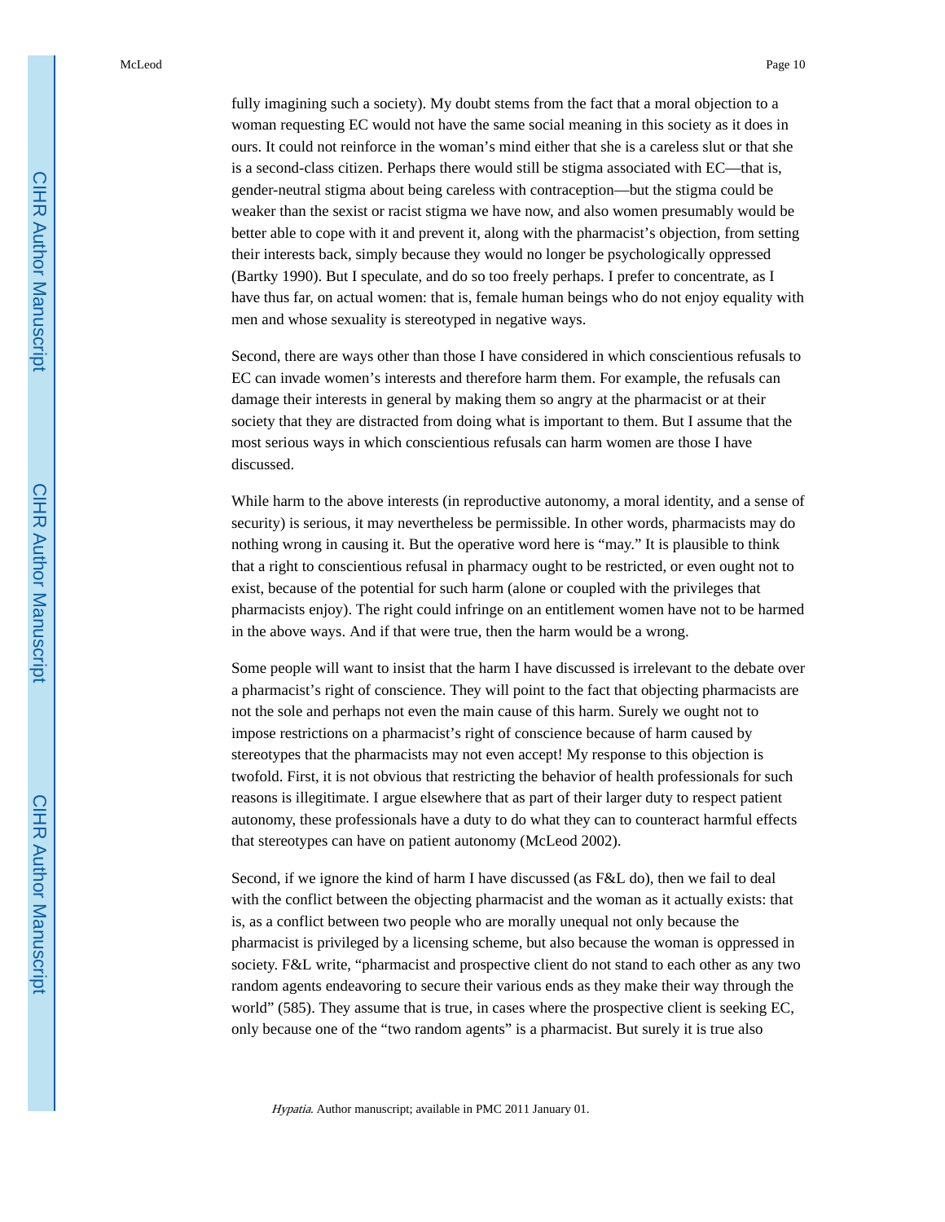fully imagining such a society). My doubt stems from the fact that a moral objection to a woman requesting EC would not have the same social meaning in this society as it does in ours. It could not reinforce in the woman's mind either that she is a careless slut or that she is a second-class citizen. Perhaps there would still be stigma associated with EC—that is, gender-neutral stigma about being careless with contraception—but the stigma could be weaker than the sexist or racist stigma we have now, and also women presumably would be better able to cope with it and prevent it, along with the pharmacist's objection, from setting their interests back, simply because they would no longer be psychologically oppressed (Bartky 1990). But I speculate, and do so too freely perhaps. I prefer to concentrate, as I have thus far, on actual women: that is, female human beings who do not enjoy equality with men and whose sexuality is stereotyped in negative ways.

Second, there are ways other than those I have considered in which conscientious refusals to EC can invade women's interests and therefore harm them. For example, the refusals can damage their interests in general by making them so angry at the pharmacist or at their society that they are distracted from doing what is important to them. But I assume that the most serious ways in which conscientious refusals can harm women are those I have discussed.

While harm to the above interests (in reproductive autonomy, a moral identity, and a sense of security) is serious, it may nevertheless be permissible. In other words, pharmacists may do nothing wrong in causing it. But the operative word here is "may." It is plausible to think that a right to conscientious refusal in pharmacy ought to be restricted, or even ought not to exist, because of the potential for such harm (alone or coupled with the privileges that pharmacists enjoy). The right could infringe on an entitlement women have not to be harmed in the above ways. And if that were true, then the harm would be a wrong.

Some people will want to insist that the harm I have discussed is irrelevant to the debate over a pharmacist's right of conscience. They will point to the fact that objecting pharmacists are not the sole and perhaps not even the main cause of this harm. Surely we ought not to impose restrictions on a pharmacist's right of conscience because of harm caused by stereotypes that the pharmacists may not even accept! My response to this objection is twofold. First, it is not obvious that restricting the behavior of health professionals for such reasons is illegitimate. I argue elsewhere that as part of their larger duty to respect patient autonomy, these professionals have a duty to do what they can to counteract harmful effects that stereotypes can have on patient autonomy (McLeod 2002).

Second, if we ignore the kind of harm I have discussed (as F&L do), then we fail to deal with the conflict between the objecting pharmacist and the woman as it actually exists: that is, as a conflict between two people who are morally unequal not only because the pharmacist is privileged by a licensing scheme, but also because the woman is oppressed in society. F&L write, "pharmacist and prospective client do not stand to each other as any two random agents endeavoring to secure their various ends as they make their way through the world" (585). They assume that is true, in cases where the prospective client is seeking EC, only because one of the "two random agents" is a pharmacist. But surely it is true also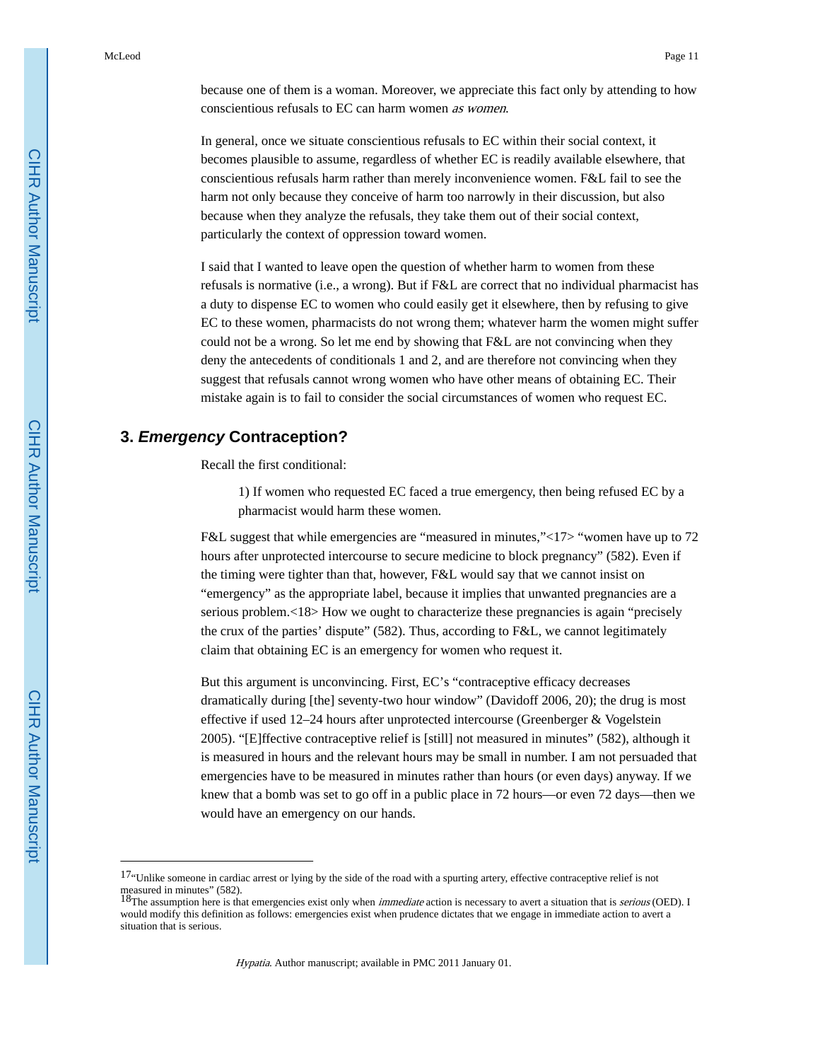because one of them is a woman. Moreover, we appreciate this fact only by attending to how conscientious refusals to EC can harm women *as women*.

In general, once we situate conscientious refusals to EC within their social context, it becomes plausible to assume, regardless of whether EC is readily available elsewhere, that conscientious refusals harm rather than merely inconvenience women. F&L fail to see the harm not only because they conceive of harm too narrowly in their discussion, but also because when they analyze the refusals, they take them out of their social context, particularly the context of oppression toward women.

I said that I wanted to leave open the question of whether harm to women from these refusals is normative (i.e., a wrong). But if F&L are correct that no individual pharmacist has a duty to dispense EC to women who could easily get it elsewhere, then by refusing to give EC to these women, pharmacists do not wrong them; whatever harm the women might suffer could not be a wrong. So let me end by showing that F&L are not convincing when they deny the antecedents of conditionals 1 and 2, and are therefore not convincing when they suggest that refusals cannot wrong women who have other means of obtaining EC. Their mistake again is to fail to consider the social circumstances of women who request EC.

## 3. *Emergency* Contraception?

Recall the first conditional:

> 1) If women who requested EC faced a true emergency, then being refused EC by a pharmacist would harm these women.

F&L suggest that while emergencies are "measured in minutes,"<17> "women have up to 72 hours after unprotected intercourse to secure medicine to block pregnancy" (582). Even if the timing were tighter than that, however, F&L would say that we cannot insist on "emergency" as the appropriate label, because it implies that unwanted pregnancies are a serious problem.<18> How we ought to characterize these pregnancies is again "precisely the crux of the parties' dispute" (582). Thus, according to F&L, we cannot legitimately claim that obtaining EC is an emergency for women who request it.

But this argument is unconvincing. First, EC's "contraceptive efficacy decreases dramatically during [the] seventy-two hour window" (Davidoff 2006, 20); the drug is most effective if used 12–24 hours after unprotected intercourse (Greenberger & Vogelstein 2005). "[E]ffective contraceptive relief is [still] not measured in minutes" (582), although it is measured in hours and the relevant hours may be small in number. I am not persuaded that emergencies have to be measured in minutes rather than hours (or even days) anyway. If we knew that a bomb was set to go off in a public place in 72 hours—or even 72 days—then we would have an emergency on our hands.

---

[17]"Unlike someone in cardiac arrest or lying by the side of the road with a spurting artery, effective contraceptive relief is not measured in minutes" (582).

[18]The assumption here is that emergencies exist only when *immediate* action is necessary to avert a situation that is *serious* (OED). I would modify this definition as follows: emergencies exist when prudence dictates that we engage in immediate action to avert a situation that is serious.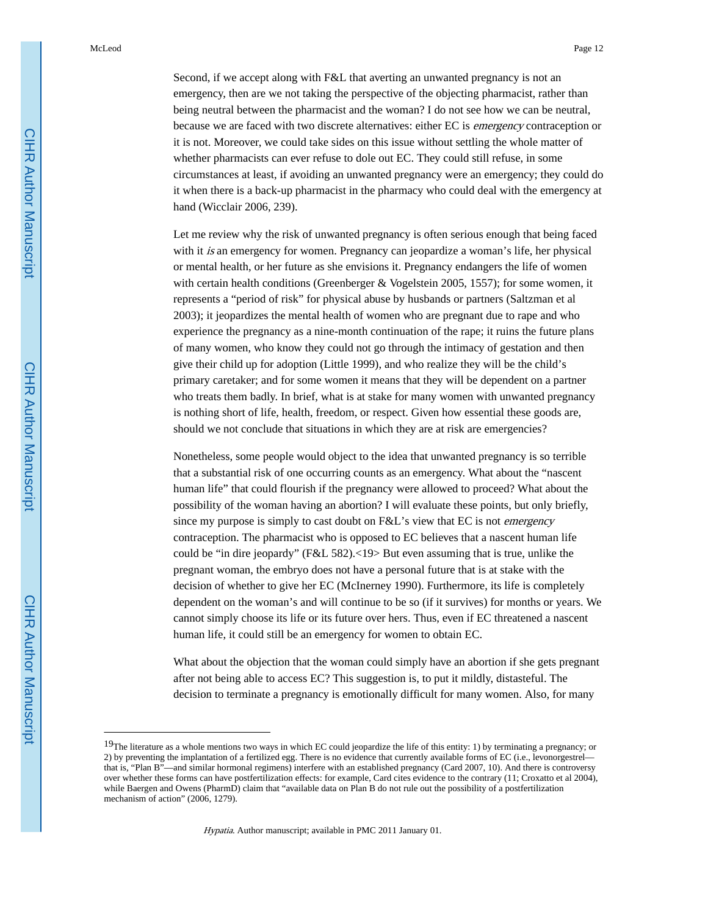Second, if we accept along with F&L that averting an unwanted pregnancy is not an emergency, then are we not taking the perspective of the objecting pharmacist, rather than being neutral between the pharmacist and the woman? I do not see how we can be neutral, because we are faced with two discrete alternatives: either EC is *emergency* contraception or it is not. Moreover, we could take sides on this issue without settling the whole matter of whether pharmacists can ever refuse to dole out EC. They could still refuse, in some circumstances at least, if avoiding an unwanted pregnancy were an emergency; they could do it when there is a back-up pharmacist in the pharmacy who could deal with the emergency at hand (Wicclair 2006, 239).

Let me review why the risk of unwanted pregnancy is often serious enough that being faced with it *is* an emergency for women. Pregnancy can jeopardize a woman's life, her physical or mental health, or her future as she envisions it. Pregnancy endangers the life of women with certain health conditions (Greenberger & Vogelstein 2005, 1557); for some women, it represents a "period of risk" for physical abuse by husbands or partners (Saltzman et al 2003); it jeopardizes the mental health of women who are pregnant due to rape and who experience the pregnancy as a nine-month continuation of the rape; it ruins the future plans of many women, who know they could not go through the intimacy of gestation and then give their child up for adoption (Little 1999), and who realize they will be the child's primary caretaker; and for some women it means that they will be dependent on a partner who treats them badly. In brief, what is at stake for many women with unwanted pregnancy is nothing short of life, health, freedom, or respect. Given how essential these goods are, should we not conclude that situations in which they are at risk are emergencies?

Nonetheless, some people would object to the idea that unwanted pregnancy is so terrible that a substantial risk of one occurring counts as an emergency. What about the "nascent human life" that could flourish if the pregnancy were allowed to proceed? What about the possibility of the woman having an abortion? I will evaluate these points, but only briefly, since my purpose is simply to cast doubt on F&L's view that EC is not *emergency* contraception. The pharmacist who is opposed to EC believes that a nascent human life could be "in dire jeopardy" (F&L 582).<19> But even assuming that is true, unlike the pregnant woman, the embryo does not have a personal future that is at stake with the decision of whether to give her EC (McInerney 1990). Furthermore, its life is completely dependent on the woman's and will continue to be so (if it survives) for months or years. We cannot simply choose its life or its future over hers. Thus, even if EC threatened a nascent human life, it could still be an emergency for women to obtain EC.

What about the objection that the woman could simply have an abortion if she gets pregnant after not being able to access EC? This suggestion is, to put it mildly, distasteful. The decision to terminate a pregnancy is emotionally difficult for many women. Also, for many

---

[19] The literature as a whole mentions two ways in which EC could jeopardize the life of this entity: 1) by terminating a pregnancy; or 2) by preventing the implantation of a fertilized egg. There is no evidence that currently available forms of EC (i.e., levonorgestrel—that is, "Plan B"—and similar hormonal regimens) interfere with an established pregnancy (Card 2007, 10). And there is controversy over whether these forms can have postfertilization effects: for example, Card cites evidence to the contrary (11; Croxatto et al 2004), while Baergen and Owens (PharmD) claim that "available data on Plan B do not rule out the possibility of a postfertilization mechanism of action" (2006, 1279).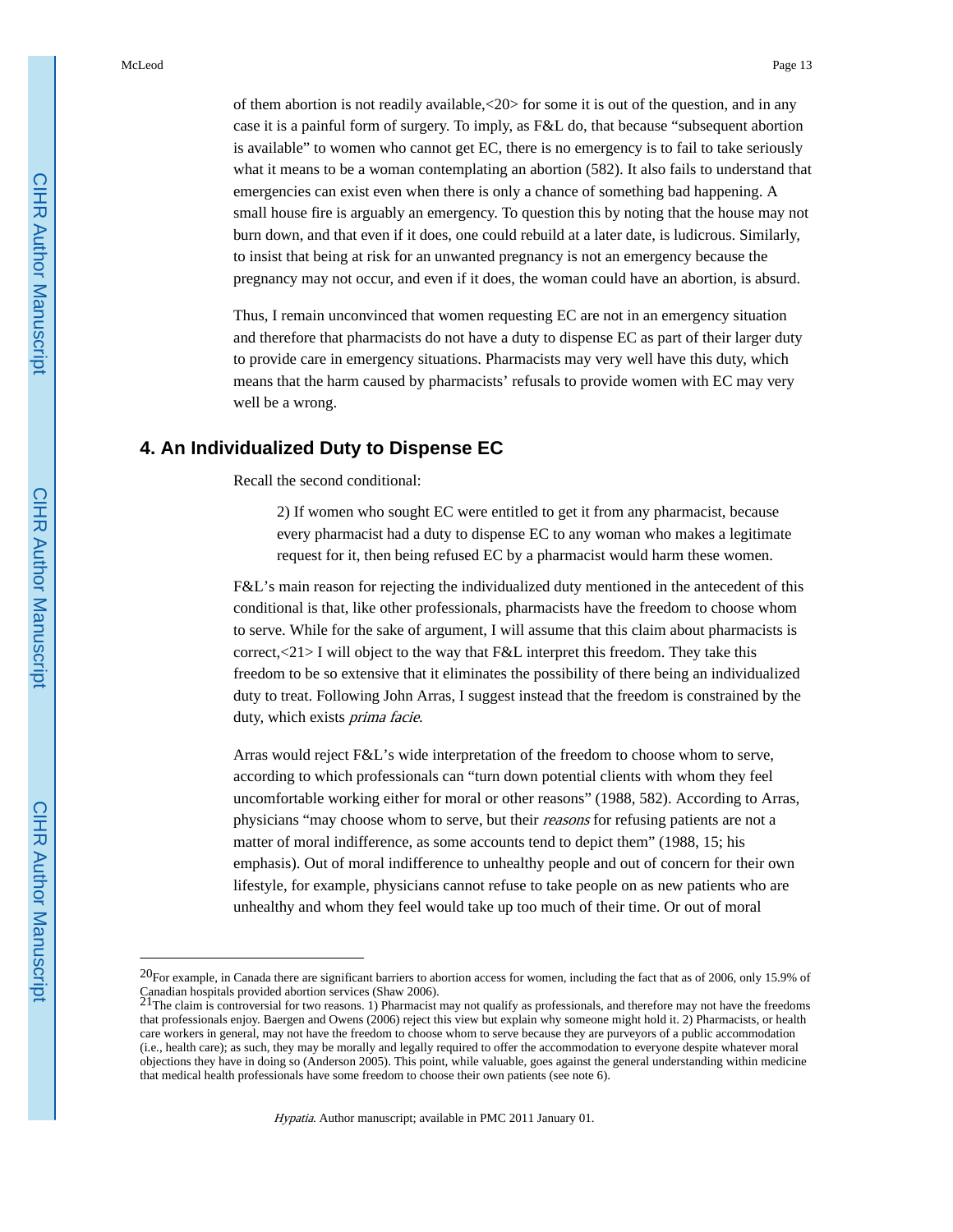of them abortion is not readily available,[20] for some it is out of the question, and in any case it is a painful form of surgery. To imply, as F&L do, that because "subsequent abortion is available" to women who cannot get EC, there is no emergency is to fail to take seriously what it means to be a woman contemplating an abortion (582). It also fails to understand that emergencies can exist even when there is only a chance of something bad happening. A small house fire is arguably an emergency. To question this by noting that the house may not burn down, and that even if it does, one could rebuild at a later date, is ludicrous. Similarly, to insist that being at risk for an unwanted pregnancy is not an emergency because the pregnancy may not occur, and even if it does, the woman could have an abortion, is absurd.

Thus, I remain unconvinced that women requesting EC are not in an emergency situation and therefore that pharmacists do not have a duty to dispense EC as part of their larger duty to provide care in emergency situations. Pharmacists may very well have this duty, which means that the harm caused by pharmacists' refusals to provide women with EC may very well be a wrong.

## 4. An Individualized Duty to Dispense EC

Recall the second conditional:

> 2) If women who sought EC were entitled to get it from any pharmacist, because every pharmacist had a duty to dispense EC to any woman who makes a legitimate request for it, then being refused EC by a pharmacist would harm these women.

F&L's main reason for rejecting the individualized duty mentioned in the antecedent of this conditional is that, like other professionals, pharmacists have the freedom to choose whom to serve. While for the sake of argument, I will assume that this claim about pharmacists is correct,[21] I will object to the way that F&L interpret this freedom. They take this freedom to be so extensive that it eliminates the possibility of there being an individualized duty to treat. Following John Arras, I suggest instead that the freedom is constrained by the duty, which exists *prima facie*.

Arras would reject F&L's wide interpretation of the freedom to choose whom to serve, according to which professionals can "turn down potential clients with whom they feel uncomfortable working either for moral or other reasons" (1988, 582). According to Arras, physicians "may choose whom to serve, but their *reasons* for refusing patients are not a matter of moral indifference, as some accounts tend to depict them" (1988, 15; his emphasis). Out of moral indifference to unhealthy people and out of concern for their own lifestyle, for example, physicians cannot refuse to take people on as new patients who are unhealthy and whom they feel would take up too much of their time. Or out of moral

---

[20] For example, in Canada there are significant barriers to abortion access for women, including the fact that as of 2006, only 15.9% of Canadian hospitals provided abortion services (Shaw 2006).

[21] The claim is controversial for two reasons. 1) Pharmacist may not qualify as professionals, and therefore may not have the freedoms that professionals enjoy. Baergen and Owens (2006) reject this view but explain why someone might hold it. 2) Pharmacists, or health care workers in general, may not have the freedom to choose whom to serve because they are purveyors of a public accommodation (i.e., health care); as such, they may be morally and legally required to offer the accommodation to everyone despite whatever moral objections they have in doing so (Anderson 2005). This point, while valuable, goes against the general understanding within medicine that medical health professionals have some freedom to choose their own patients (see note 6).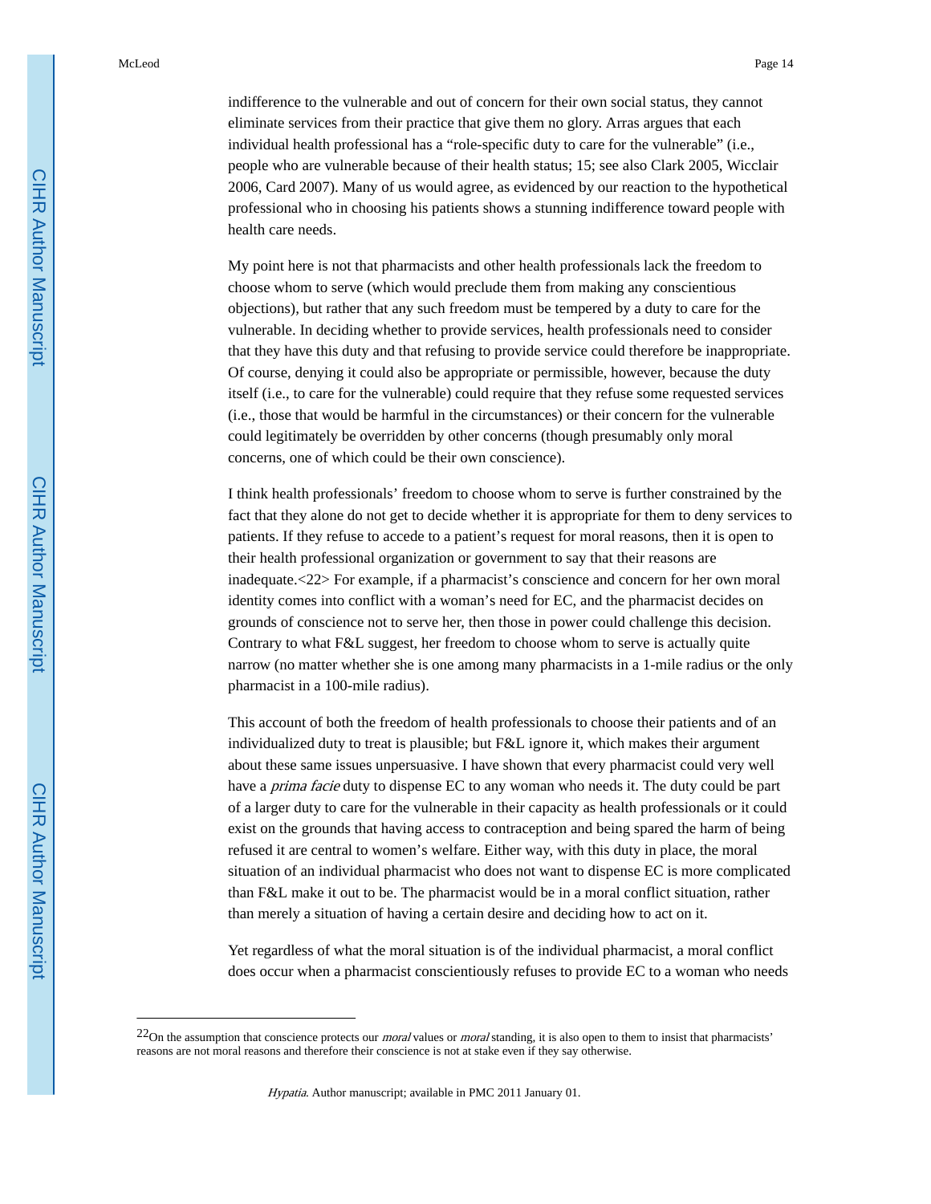indifference to the vulnerable and out of concern for their own social status, they cannot eliminate services from their practice that give them no glory. Arras argues that each individual health professional has a "role-specific duty to care for the vulnerable" (i.e., people who are vulnerable because of their health status; 15; see also Clark 2005, Wicclair 2006, Card 2007). Many of us would agree, as evidenced by our reaction to the hypothetical professional who in choosing his patients shows a stunning indifference toward people with health care needs.

My point here is not that pharmacists and other health professionals lack the freedom to choose whom to serve (which would preclude them from making any conscientious objections), but rather that any such freedom must be tempered by a duty to care for the vulnerable. In deciding whether to provide services, health professionals need to consider that they have this duty and that refusing to provide service could therefore be inappropriate. Of course, denying it could also be appropriate or permissible, however, because the duty itself (i.e., to care for the vulnerable) could require that they refuse some requested services (i.e., those that would be harmful in the circumstances) or their concern for the vulnerable could legitimately be overridden by other concerns (though presumably only moral concerns, one of which could be their own conscience).

I think health professionals' freedom to choose whom to serve is further constrained by the fact that they alone do not get to decide whether it is appropriate for them to deny services to patients. If they refuse to accede to a patient's request for moral reasons, then it is open to their health professional organization or government to say that their reasons are inadequate.<22> For example, if a pharmacist's conscience and concern for her own moral identity comes into conflict with a woman's need for EC, and the pharmacist decides on grounds of conscience not to serve her, then those in power could challenge this decision. Contrary to what F&L suggest, her freedom to choose whom to serve is actually quite narrow (no matter whether she is one among many pharmacists in a 1-mile radius or the only pharmacist in a 100-mile radius).

This account of both the freedom of health professionals to choose their patients and of an individualized duty to treat is plausible; but F&L ignore it, which makes their argument about these same issues unpersuasive. I have shown that every pharmacist could very well have a *prima facie* duty to dispense EC to any woman who needs it. The duty could be part of a larger duty to care for the vulnerable in their capacity as health professionals or it could exist on the grounds that having access to contraception and being spared the harm of being refused it are central to women's welfare. Either way, with this duty in place, the moral situation of an individual pharmacist who does not want to dispense EC is more complicated than F&L make it out to be. The pharmacist would be in a moral conflict situation, rather than merely a situation of having a certain desire and deciding how to act on it.

Yet regardless of what the moral situation is of the individual pharmacist, a moral conflict does occur when a pharmacist conscientiously refuses to provide EC to a woman who needs

---

[22] On the assumption that conscience protects our *moral* values or *moral* standing, it is also open to them to insist that pharmacists' reasons are not moral reasons and therefore their conscience is not at stake even if they say otherwise.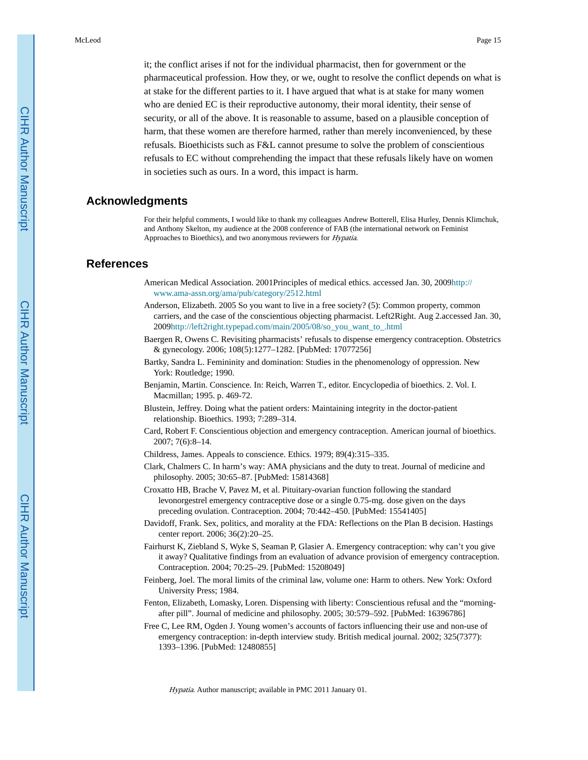it; the conflict arises if not for the individual pharmacist, then for government or the pharmaceutical profession. How they, or we, ought to resolve the conflict depends on what is at stake for the different parties to it. I have argued that what is at stake for many women who are denied EC is their reproductive autonomy, their moral identity, their sense of security, or all of the above. It is reasonable to assume, based on a plausible conception of harm, that these women are therefore harmed, rather than merely inconvenienced, by these refusals. Bioethicists such as F&L cannot presume to solve the problem of conscientious refusals to EC without comprehending the impact that these refusals likely have on women in societies such as ours. In a word, this impact is harm.

## Acknowledgments

For their helpful comments, I would like to thank my colleagues Andrew Botterell, Elisa Hurley, Dennis Klimchuk, and Anthony Skelton, my audience at the 2008 conference of FAB (the international network on Feminist Approaches to Bioethics), and two anonymous reviewers for *Hypatia*.

## References

American Medical Association. 2001Principles of medical ethics. accessed Jan. 30, 2009http://www.ama-assn.org/ama/pub/category/2512.html

Anderson, Elizabeth. 2005 So you want to live in a free society? (5): Common property, common carriers, and the case of the conscientious objecting pharmacist. Left2Right. Aug 2.accessed Jan. 30, 2009http://left2right.typepad.com/main/2005/08/so_you_want_to_.html

Baergen R, Owens C. Revisiting pharmacists' refusals to dispense emergency contraception. Obstetrics & gynecology. 2006; 108(5):1277–1282. [PubMed: 17077256]

Bartky, Sandra L. Femininity and domination: Studies in the phenomenology of oppression. New York: Routledge; 1990.

Benjamin, Martin. Conscience. In: Reich, Warren T., editor. Encyclopedia of bioethics. 2. Vol. I. Macmillan; 1995. p. 469-72.

Blustein, Jeffrey. Doing what the patient orders: Maintaining integrity in the doctor-patient relationship. Bioethics. 1993; 7:289–314.

Card, Robert F. Conscientious objection and emergency contraception. American journal of bioethics. 2007; 7(6):8–14.

Childress, James. Appeals to conscience. Ethics. 1979; 89(4):315–335.

Clark, Chalmers C. In harm's way: AMA physicians and the duty to treat. Journal of medicine and philosophy. 2005; 30:65–87. [PubMed: 15814368]

Croxatto HB, Brache V, Pavez M, et al. Pituitary-ovarian function following the standard levonorgestrel emergency contraceptive dose or a single 0.75-mg. dose given on the days preceding ovulation. Contraception. 2004; 70:442–450. [PubMed: 15541405]

Davidoff, Frank. Sex, politics, and morality at the FDA: Reflections on the Plan B decision. Hastings center report. 2006; 36(2):20–25.

Fairhurst K, Ziebland S, Wyke S, Seaman P, Glasier A. Emergency contraception: why can't you give it away? Qualitative findings from an evaluation of advance provision of emergency contraception. Contraception. 2004; 70:25–29. [PubMed: 15208049]

Feinberg, Joel. The moral limits of the criminal law, volume one: Harm to others. New York: Oxford University Press; 1984.

Fenton, Elizabeth, Lomasky, Loren. Dispensing with liberty: Conscientious refusal and the "morning-after pill". Journal of medicine and philosophy. 2005; 30:579–592. [PubMed: 16396786]

Free C, Lee RM, Ogden J. Young women's accounts of factors influencing their use and non-use of emergency contraception: in-depth interview study. British medical journal. 2002; 325(7377): 1393–1396. [PubMed: 12480855]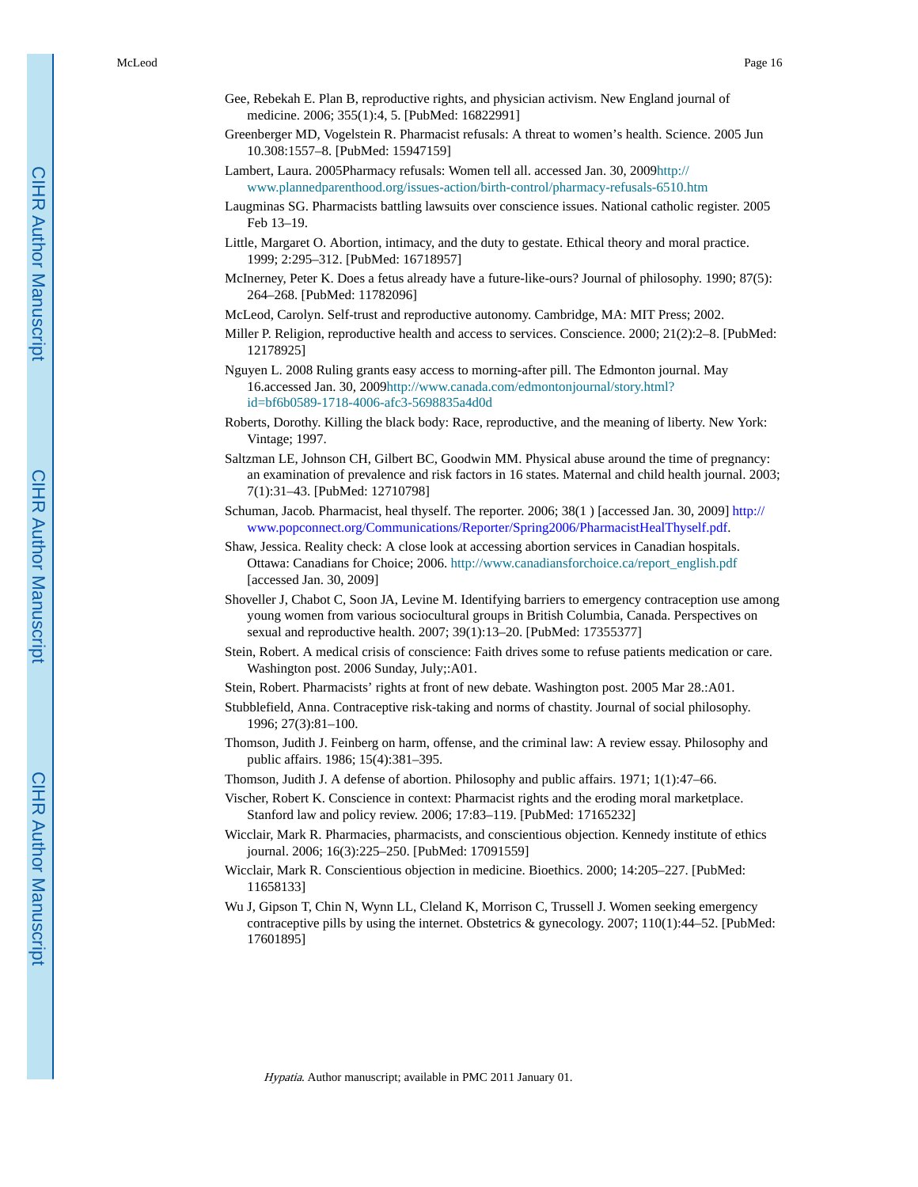Gee, Rebekah E. Plan B, reproductive rights, and physician activism. New England journal of medicine. 2006; 355(1):4, 5. [PubMed: 16822991]

Greenberger MD, Vogelstein R. Pharmacist refusals: A threat to women's health. Science. 2005 Jun 10.308:1557–8. [PubMed: 15947159]

Lambert, Laura. 2005Pharmacy refusals: Women tell all. accessed Jan. 30, 2009http://www.plannedparenthood.org/issues-action/birth-control/pharmacy-refusals-6510.htm

Laugminas SG. Pharmacists battling lawsuits over conscience issues. National catholic register. 2005 Feb 13–19.

Little, Margaret O. Abortion, intimacy, and the duty to gestate. Ethical theory and moral practice. 1999; 2:295–312. [PubMed: 16718957]

McInerney, Peter K. Does a fetus already have a future-like-ours? Journal of philosophy. 1990; 87(5): 264–268. [PubMed: 11782096]

McLeod, Carolyn. Self-trust and reproductive autonomy. Cambridge, MA: MIT Press; 2002.

Miller P. Religion, reproductive health and access to services. Conscience. 2000; 21(2):2–8. [PubMed: 12178925]

Nguyen L. 2008 Ruling grants easy access to morning-after pill. The Edmonton journal. May 16.accessed Jan. 30, 2009http://www.canada.com/edmontonjournal/story.html?id=bf6b0589-1718-4006-afc3-5698835a4d0d

Roberts, Dorothy. Killing the black body: Race, reproductive, and the meaning of liberty. New York: Vintage; 1997.

Saltzman LE, Johnson CH, Gilbert BC, Goodwin MM. Physical abuse around the time of pregnancy: an examination of prevalence and risk factors in 16 states. Maternal and child health journal. 2003; 7(1):31–43. [PubMed: 12710798]

Schuman, Jacob. Pharmacist, heal thyself. The reporter. 2006; 38(1 ) [accessed Jan. 30, 2009] http://www.popconnect.org/Communications/Reporter/Spring2006/PharmacistHealThyself.pdf.

Shaw, Jessica. Reality check: A close look at accessing abortion services in Canadian hospitals. Ottawa: Canadians for Choice; 2006. http://www.canadiansforchoice.ca/report_english.pdf [accessed Jan. 30, 2009]

Shoveller J, Chabot C, Soon JA, Levine M. Identifying barriers to emergency contraception use among young women from various sociocultural groups in British Columbia, Canada. Perspectives on sexual and reproductive health. 2007; 39(1):13–20. [PubMed: 17355377]

Stein, Robert. A medical crisis of conscience: Faith drives some to refuse patients medication or care. Washington post. 2006 Sunday, July;:A01.

Stein, Robert. Pharmacists' rights at front of new debate. Washington post. 2005 Mar 28.:A01.

Stubblefield, Anna. Contraceptive risk-taking and norms of chastity. Journal of social philosophy. 1996; 27(3):81–100.

Thomson, Judith J. Feinberg on harm, offense, and the criminal law: A review essay. Philosophy and public affairs. 1986; 15(4):381–395.

Thomson, Judith J. A defense of abortion. Philosophy and public affairs. 1971; 1(1):47–66.

Vischer, Robert K. Conscience in context: Pharmacist rights and the eroding moral marketplace. Stanford law and policy review. 2006; 17:83–119. [PubMed: 17165232]

Wicclair, Mark R. Pharmacies, pharmacists, and conscientious objection. Kennedy institute of ethics journal. 2006; 16(3):225–250. [PubMed: 17091559]

Wicclair, Mark R. Conscientious objection in medicine. Bioethics. 2000; 14:205–227. [PubMed: 11658133]

Wu J, Gipson T, Chin N, Wynn LL, Cleland K, Morrison C, Trussell J. Women seeking emergency contraceptive pills by using the internet. Obstetrics & gynecology. 2007; 110(1):44–52. [PubMed: 17601895]